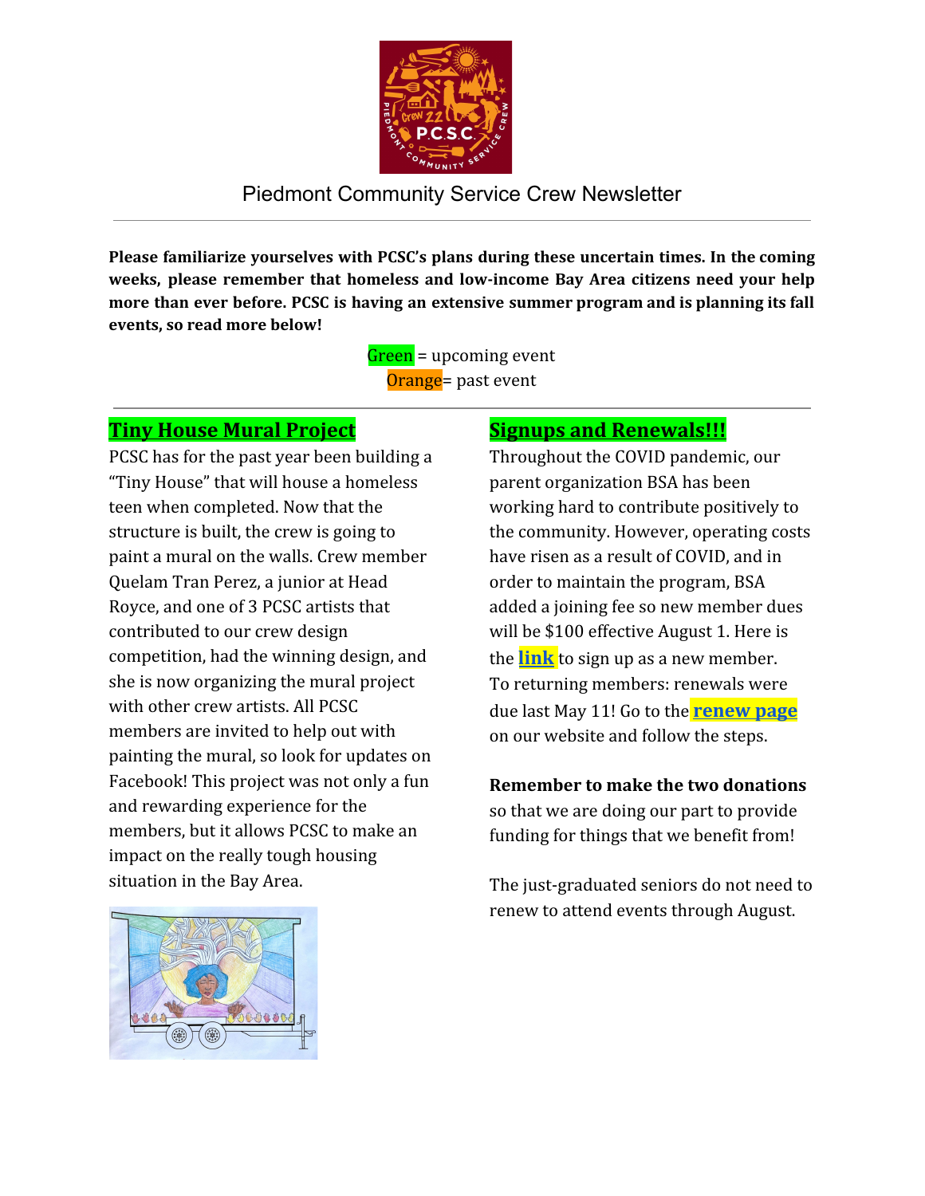# Piedmont Community Service Crew Newsletter

**Please familiarize yourselves with PCSC's plans during these uncertain times. In the coming weeks, please remember that homeless and low-income Bay Area citizens need your help more than ever before. PCSC is having an extensive summer program and is planning its fall events, so read more below!**

Green = upcoming event
Orange= past event

## Tiny House Mural Project

PCSC has for the past year been building a "Tiny House" that will house a homeless teen when completed. Now that the structure is built, the crew is going to paint a mural on the walls. Crew member Quelam Tran Perez, a junior at Head Royce, and one of 3 PCSC artists that contributed to our crew design competition, had the winning design, and she is now organizing the mural project with other crew artists. All PCSC members are invited to help out with painting the mural, so look for updates on Facebook! This project was not only a fun and rewarding experience for the members, but it allows PCSC to make an impact on the really tough housing situation in the Bay Area.

## Signups and Renewals!!!

Throughout the COVID pandemic, our parent organization BSA has been working hard to contribute positively to the community. However, operating costs have risen as a result of COVID, and in order to maintain the program, BSA added a joining fee so new member dues will be $100 effective August 1. Here is the **link** to sign up as a new member. To returning members: renewals were due last May 11! Go to the **renew page** on our website and follow the steps.

**Remember to make the two donations** so that we are doing our part to provide funding for things that we benefit from!

The just-graduated seniors do not need to renew to attend events through August.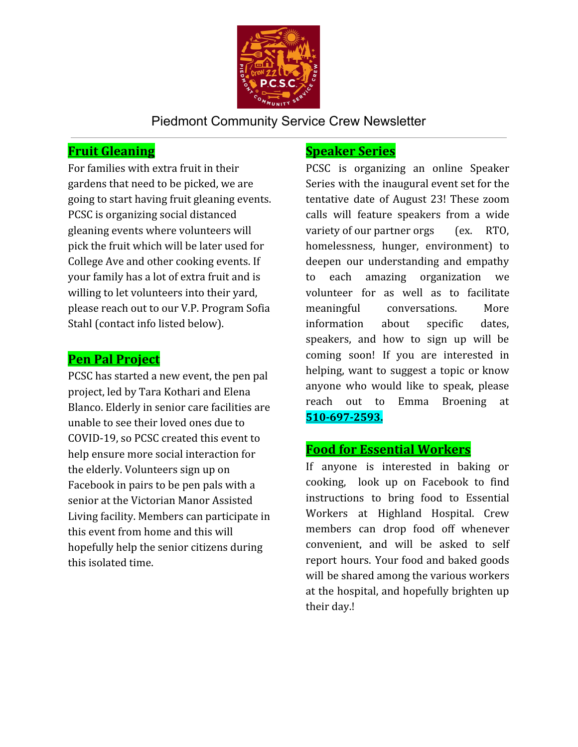# Piedmont Community Service Crew Newsletter

## Fruit Gleaning

For families with extra fruit in their gardens that need to be picked, we are going to start having fruit gleaning events. PCSC is organizing social distanced gleaning events where volunteers will pick the fruit which will be later used for College Ave and other cooking events. If your family has a lot of extra fruit and is willing to let volunteers into their yard, please reach out to our V.P. Program Sofia Stahl (contact info listed below).

## Pen Pal Project

PCSC has started a new event, the pen pal project, led by Tara Kothari and Elena Blanco. Elderly in senior care facilities are unable to see their loved ones due to COVID-19, so PCSC created this event to help ensure more social interaction for the elderly. Volunteers sign up on Facebook in pairs to be pen pals with a senior at the Victorian Manor Assisted Living facility. Members can participate in this event from home and this will hopefully help the senior citizens during this isolated time.

## Speaker Series

PCSC is organizing an online Speaker Series with the inaugural event set for the tentative date of August 23! These zoom calls will feature speakers from a wide variety of our partner orgs (ex. RTO, homelessness, hunger, environment) to deepen our understanding and empathy to each amazing organization we volunteer for as well as to facilitate meaningful conversations. More information about specific dates, speakers, and how to sign up will be coming soon! If you are interested in helping, want to suggest a topic or know anyone who would like to speak, please reach out to Emma Broening at **510-697-2593.**

## Food for Essential Workers

If anyone is interested in baking or cooking, look up on Facebook to find instructions to bring food to Essential Workers at Highland Hospital. Crew members can drop food off whenever convenient, and will be asked to self report hours. Your food and baked goods will be shared among the various workers at the hospital, and hopefully brighten up their day.!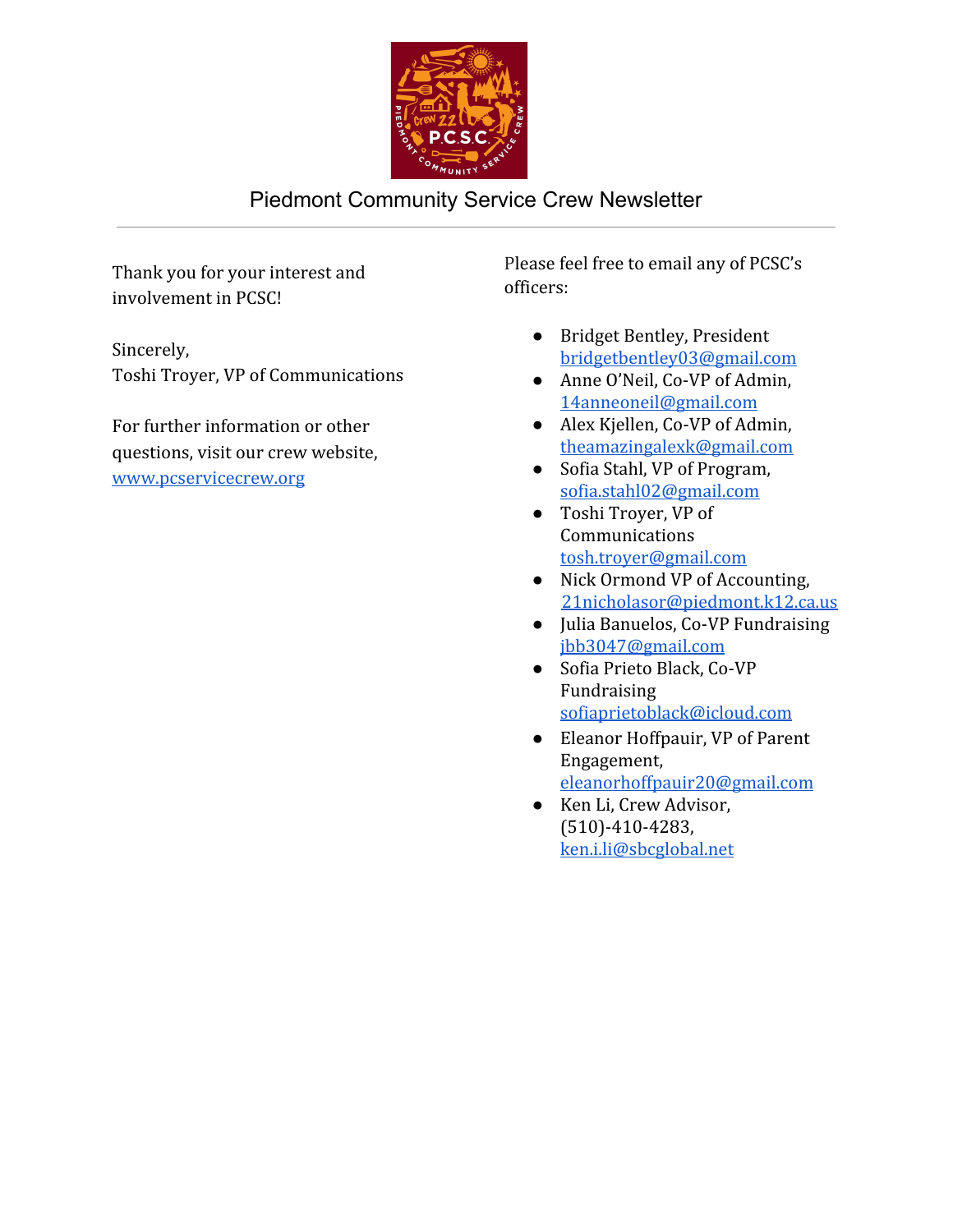Piedmont Community Service Crew Newsletter

---

Thank you for your interest and involvement in PCSC!

Sincerely,
Toshi Troyer, VP of Communications

For further information or other questions, visit our crew website, www.pcservicecrew.org

Please feel free to email any of PCSC's officers:

- Bridget Bentley, President bridgetbentley03@gmail.com
- Anne O'Neil, Co-VP of Admin, 14anneoneil@gmail.com
- Alex Kjellen, Co-VP of Admin, theamazingalexk@gmail.com
- Sofia Stahl, VP of Program, sofia.stahl02@gmail.com
- Toshi Troyer, VP of Communications tosh.troyer@gmail.com
- Nick Ormond VP of Accounting, 21nicholasor@piedmont.k12.ca.us
- Julia Banuelos, Co-VP Fundraising jbb3047@gmail.com
- Sofia Prieto Black, Co-VP Fundraising sofiaprietoblack@icloud.com
- Eleanor Hoffpauir, VP of Parent Engagement, eleanorhoffpauir20@gmail.com
- Ken Li, Crew Advisor, (510)-410-4283, ken.i.li@sbcglobal.net